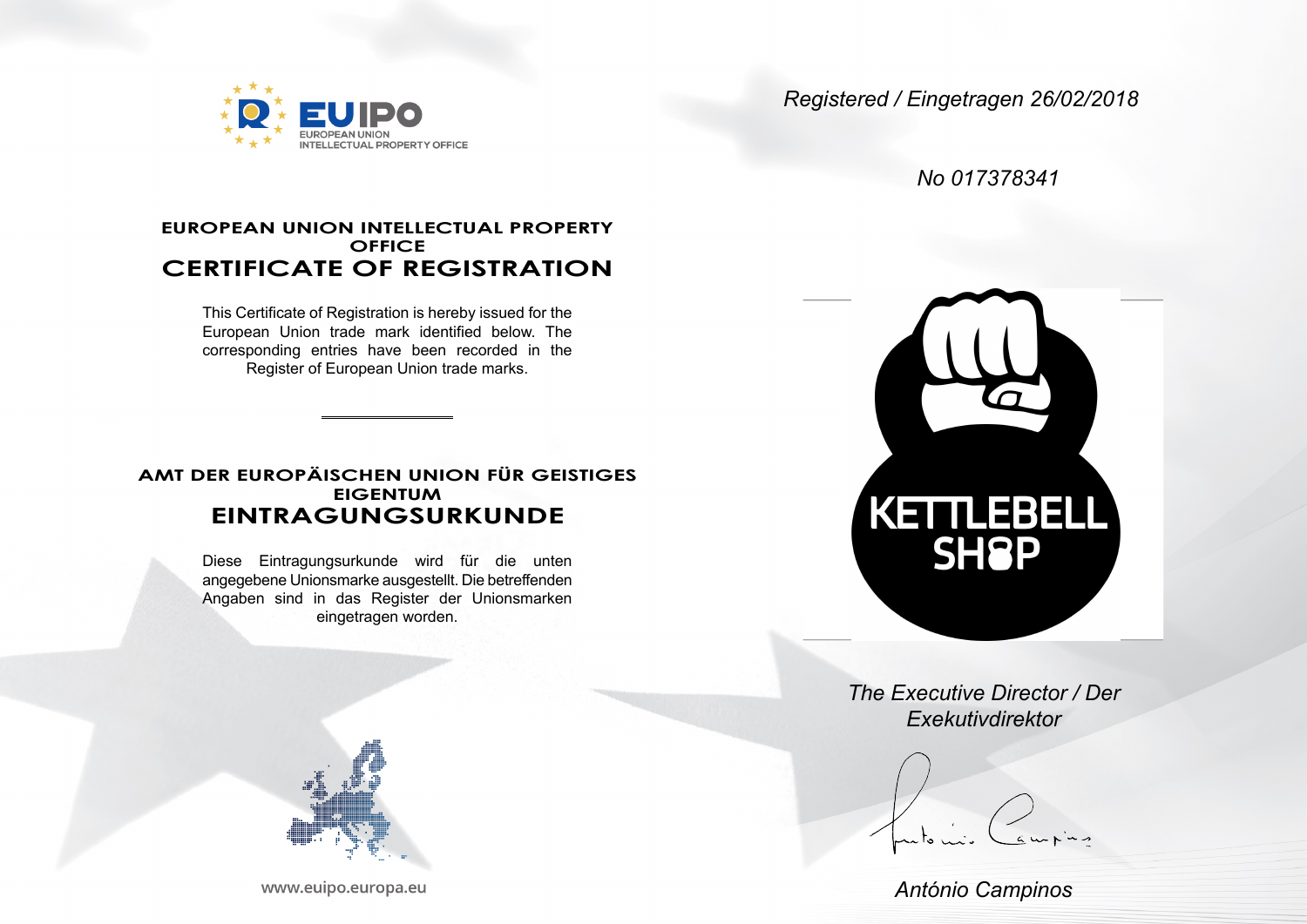EUIPO
EUROPEAN UNION
INTELLECTUAL PROPERTY OFFICE

*Registered / Eingetragen 26/02/2018*

*No 017378341*

## EUROPEAN UNION INTELLECTUAL PROPERTY OFFICE

# CERTIFICATE OF REGISTRATION

This Certificate of Registration is hereby issued for the European Union trade mark identified below. The corresponding entries have been recorded in the Register of European Union trade marks.

---

## AMT DER EUROPÄISCHEN UNION FÜR GEISTIGES EIGENTUM

# EINTRAGUNGSURKUNDE

Diese Eintragungsurkunde wird für die unten angegebene Unionsmarke ausgestellt. Die betreffenden Angaben sind in das Register der Unionsmarken eingetragen worden.

KETTLEBELL SHOP

*The Executive Director / Der Exekutivdirektor*

*António Campinos*

www.euipo.europa.eu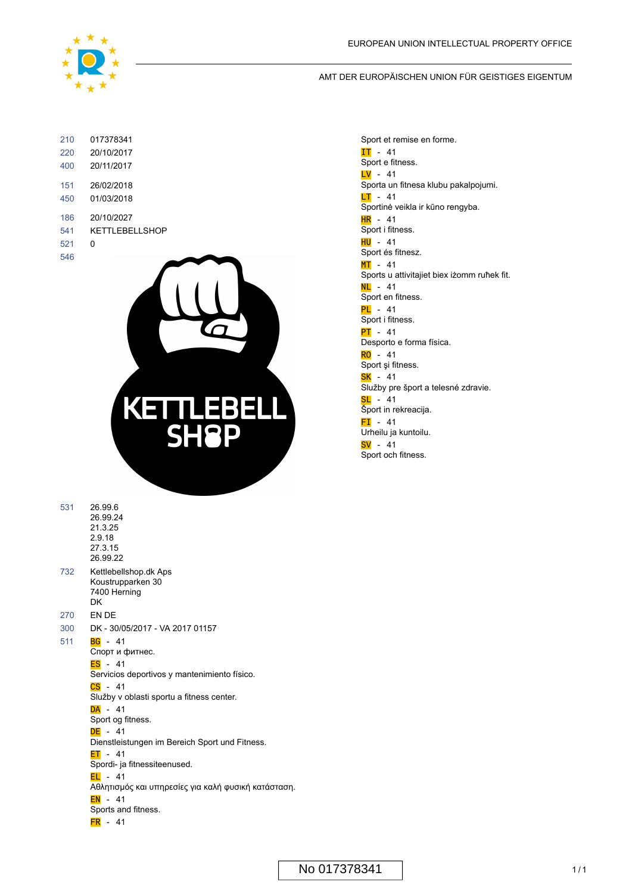EUROPEAN UNION INTELLECTUAL PROPERTY OFFICE

AMT DER EUROPÄISCHEN UNION FÜR GEISTIGES EIGENTUM

210 017378341
220 20/10/2017
400 20/11/2017

151 26/02/2018
450 01/03/2018

186 20/10/2027
541 KETTLEBELLSHOP
521 0
546

KETTLEBELL SHOP

531 26.99.6
26.99.24
21.3.25
2.9.18
27.3.15
26.99.22

732 Kettlebellshop.dk Aps
Koustrupparken 30
7400 Herning
DK

270 EN DE

300 DK - 30/05/2017 - VA 2017 01157

511 BG - 41
Спорт и фитнес.
ES - 41
Servicios deportivos y mantenimiento físico.
CS - 41
Služby v oblasti sportu a fitness center.
DA - 41
Sport og fitness.
DE - 41
Dienstleistungen im Bereich Sport und Fitness.
ET - 41
Spordi- ja fitnessiteenused.
EL - 41
Αθλητισμός και υπηρεσίες για καλή φυσική κατάσταση.
EN - 41
Sports and fitness.
FR - 41
Sport et remise en forme.
IT - 41
Sport e fitness.
LV - 41
Sporta un fitnesa klubu pakalpojumi.
LT - 41
Sportinė veikla ir kūno rengyba.
HR - 41
Sport i fitness.
HU - 41
Sport és fitnesz.
MT - 41
Sports u attivitajiet biex iżomm ruħek fit.
NL - 41
Sport en fitness.
PL - 41
Sport i fitness.
PT - 41
Desporto e forma física.
RO - 41
Sport şi fitness.
SK - 41
Služby pre šport a telesné zdravie.
SL - 41
Šport in rekreacija.
FI - 41
Urheilu ja kuntoilu.
SV - 41
Sport och fitness.

No 017378341